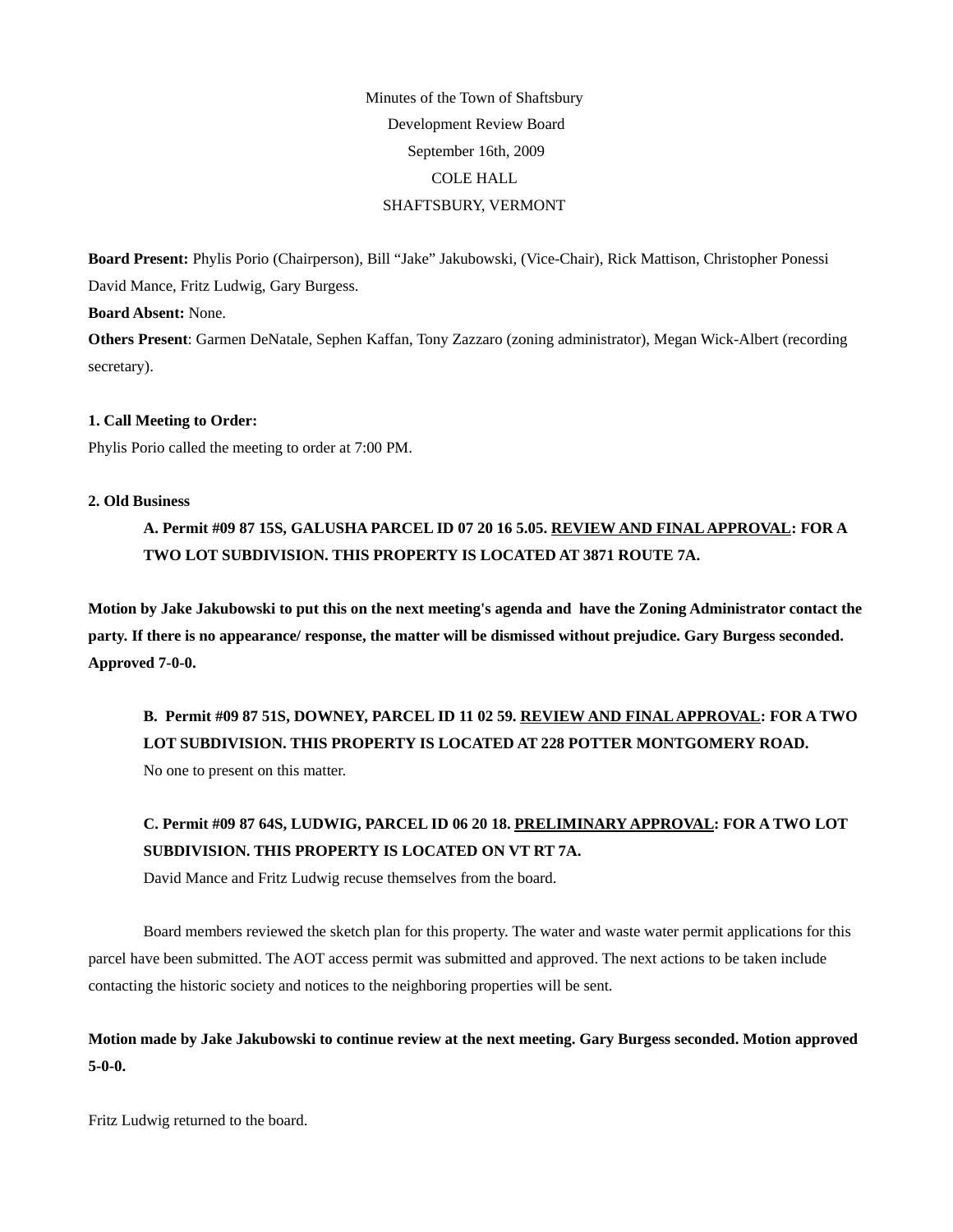Minutes of the Town of Shaftsbury

Development Review Board

September 16th, 2009

COLE HALL

SHAFTSBURY, VERMONT

**Board Present:** Phylis Porio (Chairperson), Bill "Jake" Jakubowski, (Vice-Chair), Rick Mattison, Christopher Ponessi David Mance, Fritz Ludwig, Gary Burgess.

**Board Absent:** None.

**Others Present**: Garmen DeNatale, Sephen Kaffan, Tony Zazzaro (zoning administrator), Megan Wick-Albert (recording secretary).

**1. Call Meeting to Order:**

Phylis Porio called the meeting to order at 7:00 PM.

**2. Old Business**

**A. Permit #09 87 15S, GALUSHA PARCEL ID 07 20 16 5.05. <u>REVIEW AND FINAL APPROVAL</u>: FOR A TWO LOT SUBDIVISION. THIS PROPERTY IS LOCATED AT 3871 ROUTE 7A.**

**Motion by Jake Jakubowski to put this on the next meeting's agenda and have the Zoning Administrator contact the party. If there is no appearance/ response, the matter will be dismissed without prejudice. Gary Burgess seconded. Approved 7-0-0.**

**B. Permit #09 87 51S, DOWNEY, PARCEL ID 11 02 59. <u>REVIEW AND FINAL APPROVAL</u>: FOR A TWO LOT SUBDIVISION. THIS PROPERTY IS LOCATED AT 228 POTTER MONTGOMERY ROAD.**

No one to present on this matter.

**C. Permit #09 87 64S, LUDWIG, PARCEL ID 06 20 18. <u>PRELIMINARY APPROVAL</u>: FOR A TWO LOT SUBDIVISION. THIS PROPERTY IS LOCATED ON VT RT 7A.**

David Mance and Fritz Ludwig recuse themselves from the board.

Board members reviewed the sketch plan for this property. The water and waste water permit applications for this parcel have been submitted. The AOT access permit was submitted and approved. The next actions to be taken include contacting the historic society and notices to the neighboring properties will be sent.

**Motion made by Jake Jakubowski to continue review at the next meeting. Gary Burgess seconded. Motion approved 5-0-0.**

Fritz Ludwig returned to the board.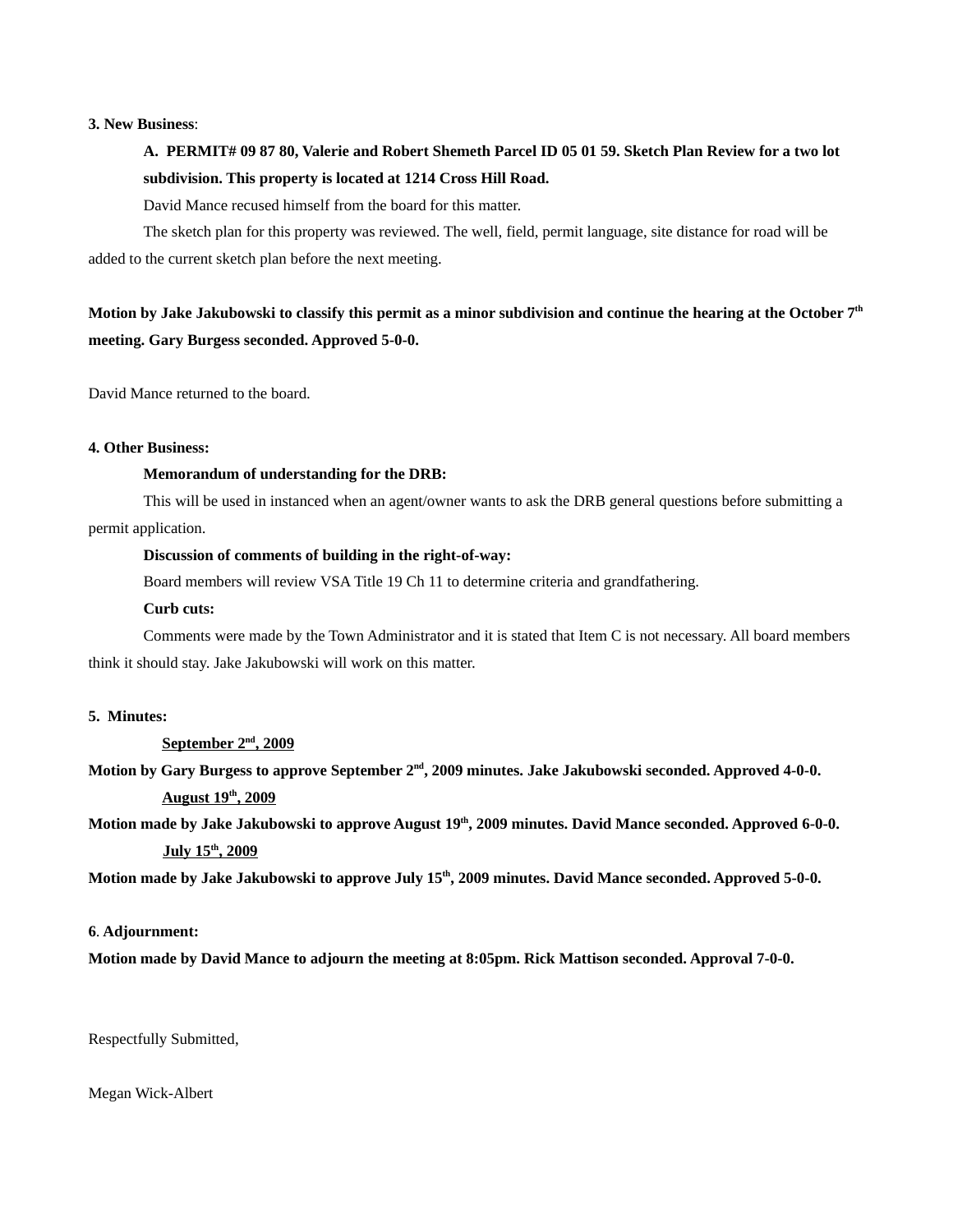**3. New Business**:

**A. PERMIT# 09 87 80, Valerie and Robert Shemeth Parcel ID 05 01 59. Sketch Plan Review for a two lot subdivision. This property is located at 1214 Cross Hill Road.**

David Mance recused himself from the board for this matter.

The sketch plan for this property was reviewed. The well, field, permit language, site distance for road will be added to the current sketch plan before the next meeting.

**Motion by Jake Jakubowski to classify this permit as a minor subdivision and continue the hearing at the October 7th meeting. Gary Burgess seconded. Approved 5-0-0.**

David Mance returned to the board.

**4. Other Business:**

**Memorandum of understanding for the DRB:**

This will be used in instanced when an agent/owner wants to ask the DRB general questions before submitting a permit application.

**Discussion of comments of building in the right-of-way:**

Board members will review VSA Title 19 Ch 11 to determine criteria and grandfathering.

**Curb cuts:**

Comments were made by the Town Administrator and it is stated that Item C is not necessary. All board members think it should stay. Jake Jakubowski will work on this matter.

**5. Minutes:**

**<u>September 2nd, 2009</u>**

**Motion by Gary Burgess to approve September 2nd, 2009 minutes. Jake Jakubowski seconded. Approved 4-0-0.**

**<u>August 19th, 2009</u>**

**Motion made by Jake Jakubowski to approve August 19th, 2009 minutes. David Mance seconded. Approved 6-0-0.**

**<u>July 15th, 2009</u>**

**Motion made by Jake Jakubowski to approve July 15th, 2009 minutes. David Mance seconded. Approved 5-0-0.**

**6. Adjournment:**

**Motion made by David Mance to adjourn the meeting at 8:05pm. Rick Mattison seconded. Approval 7-0-0.**

Respectfully Submitted,

Megan Wick-Albert